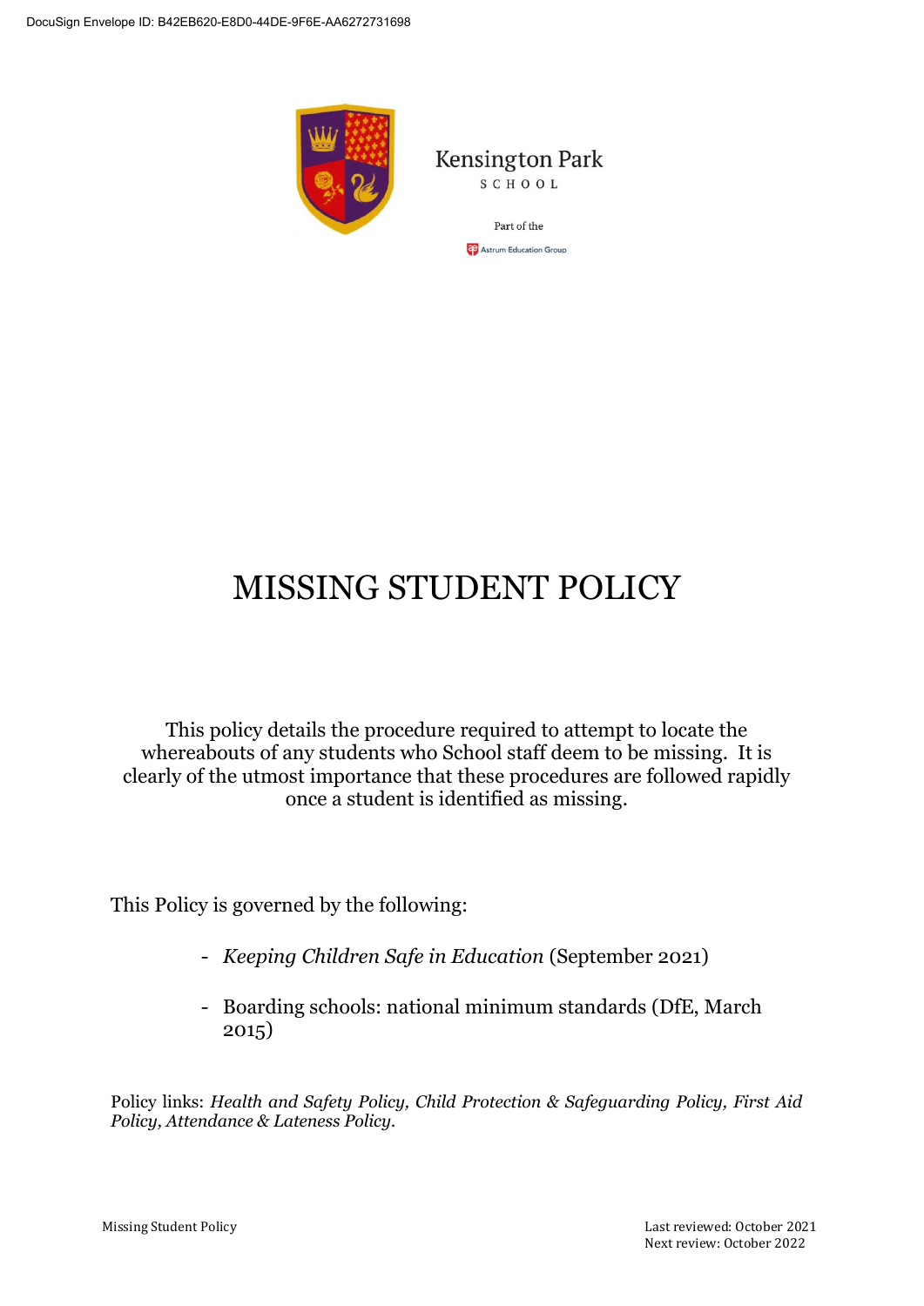Kensington Park

SCHOOL

Part of the

Astrum Education Group

# MISSING STUDENT POLICY

This policy details the procedure required to attempt to locate the whereabouts of any students who School staff deem to be missing. It is clearly of the utmost importance that these procedures are followed rapidly once a student is identified as missing.

This Policy is governed by the following:

- *Keeping Children Safe in Education* (September 2021)
- Boarding schools: national minimum standards (DfE, March 2015)

Policy links: *Health and Safety Policy, Child Protection & Safeguarding Policy, First Aid Policy, Attendance & Lateness Policy.*

Last reviewed: October 2021
Next review: October 2022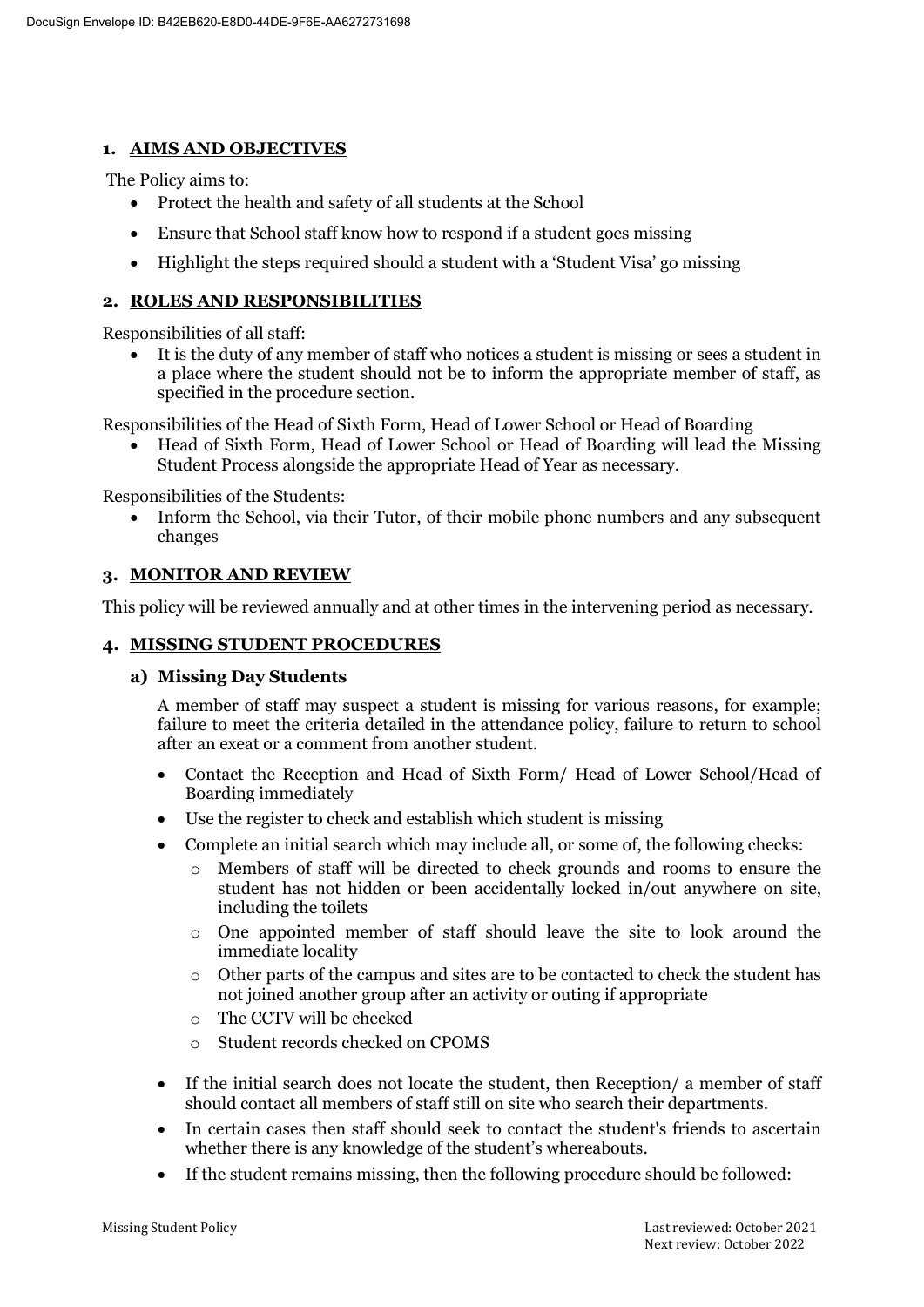## 1. AIMS AND OBJECTIVES

The Policy aims to:

- Protect the health and safety of all students at the School
- Ensure that School staff know how to respond if a student goes missing
- Highlight the steps required should a student with a 'Student Visa' go missing

## 2. ROLES AND RESPONSIBILITIES

Responsibilities of all staff:

- It is the duty of any member of staff who notices a student is missing or sees a student in a place where the student should not be to inform the appropriate member of staff, as specified in the procedure section.

Responsibilities of the Head of Sixth Form, Head of Lower School or Head of Boarding

- Head of Sixth Form, Head of Lower School or Head of Boarding will lead the Missing Student Process alongside the appropriate Head of Year as necessary.

Responsibilities of the Students:

- Inform the School, via their Tutor, of their mobile phone numbers and any subsequent changes

## 3. MONITOR AND REVIEW

This policy will be reviewed annually and at other times in the intervening period as necessary.

## 4. MISSING STUDENT PROCEDURES

### a) Missing Day Students

A member of staff may suspect a student is missing for various reasons, for example; failure to meet the criteria detailed in the attendance policy, failure to return to school after an exeat or a comment from another student.

- Contact the Reception and Head of Sixth Form/ Head of Lower School/Head of Boarding immediately
- Use the register to check and establish which student is missing
- Complete an initial search which may include all, or some of, the following checks:
  - Members of staff will be directed to check grounds and rooms to ensure the student has not hidden or been accidentally locked in/out anywhere on site, including the toilets
  - One appointed member of staff should leave the site to look around the immediate locality
  - Other parts of the campus and sites are to be contacted to check the student has not joined another group after an activity or outing if appropriate
  - The CCTV will be checked
  - Student records checked on CPOMS
- If the initial search does not locate the student, then Reception/ a member of staff should contact all members of staff still on site who search their departments.
- In certain cases then staff should seek to contact the student's friends to ascertain whether there is any knowledge of the student's whereabouts.
- If the student remains missing, then the following procedure should be followed: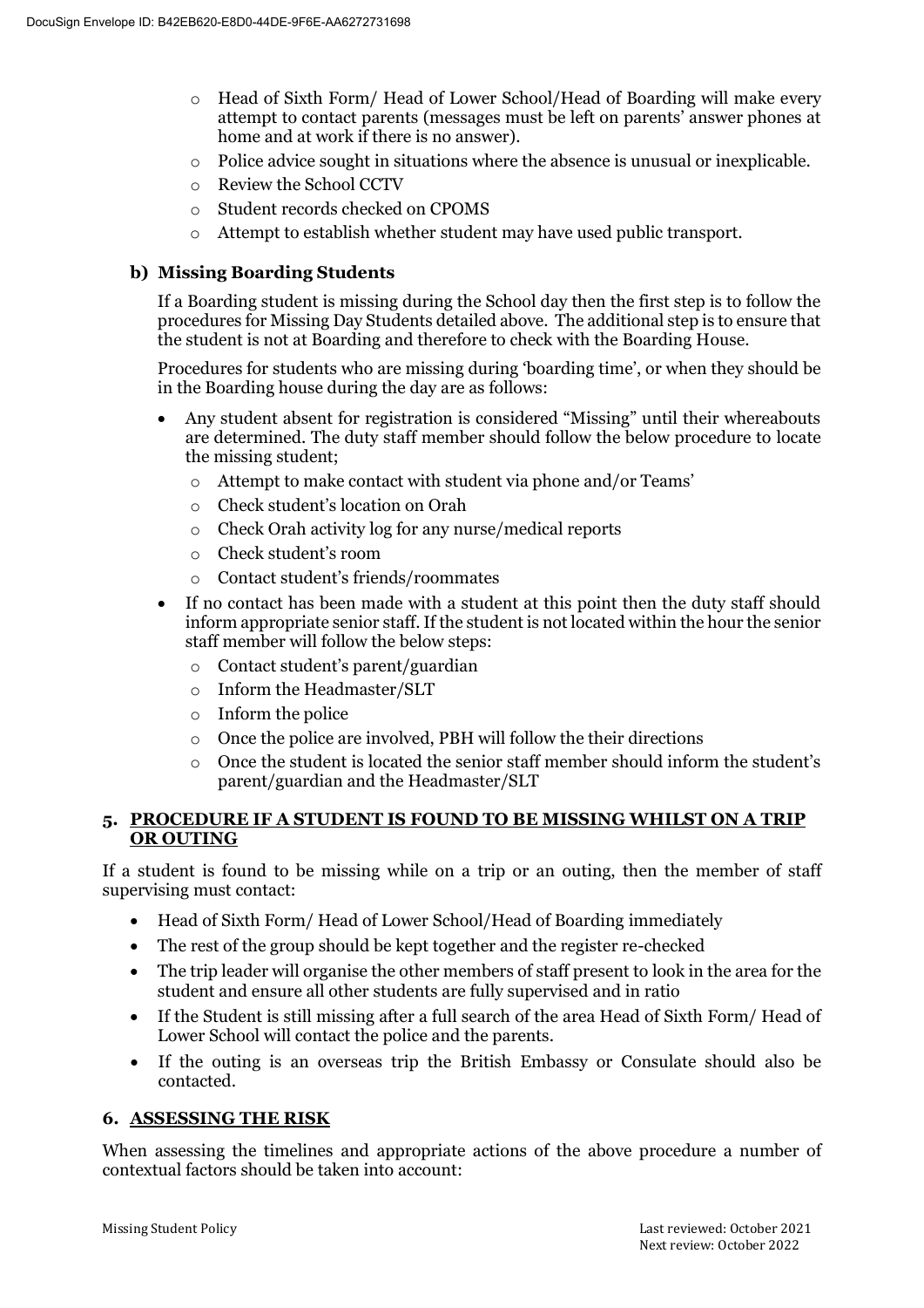- Head of Sixth Form/ Head of Lower School/Head of Boarding will make every attempt to contact parents (messages must be left on parents' answer phones at home and at work if there is no answer).
- Police advice sought in situations where the absence is unusual or inexplicable.
- Review the School CCTV
- Student records checked on CPOMS
- Attempt to establish whether student may have used public transport.

### b) Missing Boarding Students

If a Boarding student is missing during the School day then the first step is to follow the procedures for Missing Day Students detailed above. The additional step is to ensure that the student is not at Boarding and therefore to check with the Boarding House.

Procedures for students who are missing during 'boarding time', or when they should be in the Boarding house during the day are as follows:

- Any student absent for registration is considered "Missing" until their whereabouts are determined. The duty staff member should follow the below procedure to locate the missing student;
  - Attempt to make contact with student via phone and/or Teams'
  - Check student's location on Orah
  - Check Orah activity log for any nurse/medical reports
  - Check student's room
  - Contact student's friends/roommates
- If no contact has been made with a student at this point then the duty staff should inform appropriate senior staff. If the student is not located within the hour the senior staff member will follow the below steps:
  - Contact student's parent/guardian
  - Inform the Headmaster/SLT
  - Inform the police
  - Once the police are involved, PBH will follow the their directions
  - Once the student is located the senior staff member should inform the student's parent/guardian and the Headmaster/SLT

## 5. PROCEDURE IF A STUDENT IS FOUND TO BE MISSING WHILST ON A TRIP OR OUTING

If a student is found to be missing while on a trip or an outing, then the member of staff supervising must contact:

- Head of Sixth Form/ Head of Lower School/Head of Boarding immediately
- The rest of the group should be kept together and the register re-checked
- The trip leader will organise the other members of staff present to look in the area for the student and ensure all other students are fully supervised and in ratio
- If the Student is still missing after a full search of the area Head of Sixth Form/ Head of Lower School will contact the police and the parents.
- If the outing is an overseas trip the British Embassy or Consulate should also be contacted.

## 6. ASSESSING THE RISK

When assessing the timelines and appropriate actions of the above procedure a number of contextual factors should be taken into account: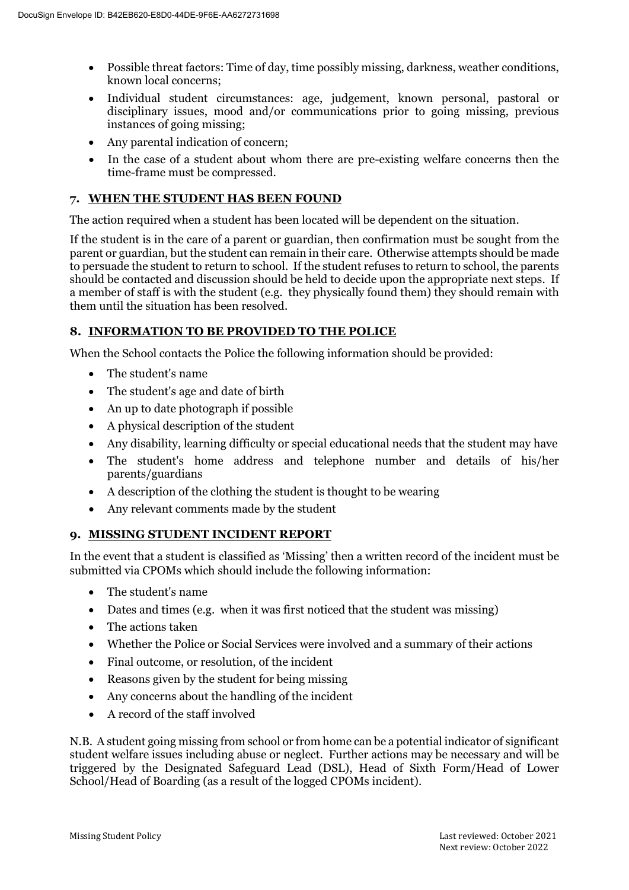- Possible threat factors: Time of day, time possibly missing, darkness, weather conditions, known local concerns;
- Individual student circumstances: age, judgement, known personal, pastoral or disciplinary issues, mood and/or communications prior to going missing, previous instances of going missing;
- Any parental indication of concern;
- In the case of a student about whom there are pre-existing welfare concerns then the time-frame must be compressed.

## 7. WHEN THE STUDENT HAS BEEN FOUND

The action required when a student has been located will be dependent on the situation.

If the student is in the care of a parent or guardian, then confirmation must be sought from the parent or guardian, but the student can remain in their care. Otherwise attempts should be made to persuade the student to return to school. If the student refuses to return to school, the parents should be contacted and discussion should be held to decide upon the appropriate next steps. If a member of staff is with the student (e.g. they physically found them) they should remain with them until the situation has been resolved.

## 8. INFORMATION TO BE PROVIDED TO THE POLICE

When the School contacts the Police the following information should be provided:

- The student's name
- The student's age and date of birth
- An up to date photograph if possible
- A physical description of the student
- Any disability, learning difficulty or special educational needs that the student may have
- The student's home address and telephone number and details of his/her parents/guardians
- A description of the clothing the student is thought to be wearing
- Any relevant comments made by the student

## 9. MISSING STUDENT INCIDENT REPORT

In the event that a student is classified as 'Missing' then a written record of the incident must be submitted via CPOMs which should include the following information:

- The student's name
- Dates and times (e.g. when it was first noticed that the student was missing)
- The actions taken
- Whether the Police or Social Services were involved and a summary of their actions
- Final outcome, or resolution, of the incident
- Reasons given by the student for being missing
- Any concerns about the handling of the incident
- A record of the staff involved

N.B. A student going missing from school or from home can be a potential indicator of significant student welfare issues including abuse or neglect. Further actions may be necessary and will be triggered by the Designated Safeguard Lead (DSL), Head of Sixth Form/Head of Lower School/Head of Boarding (as a result of the logged CPOMs incident).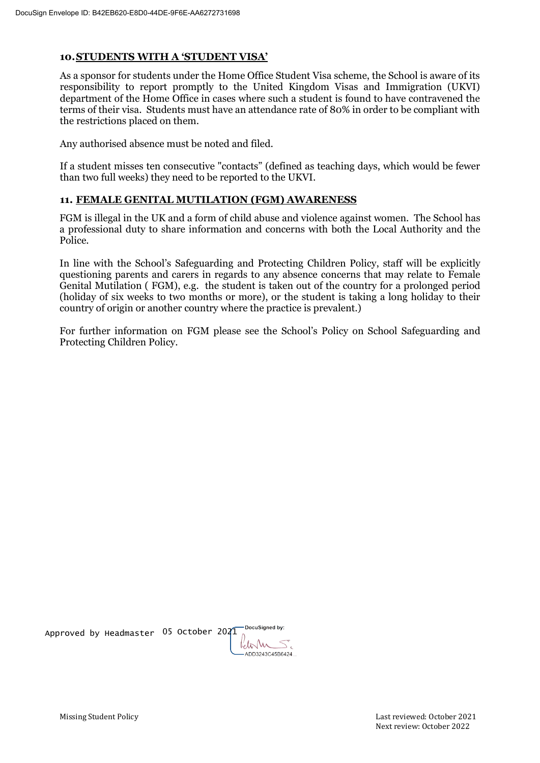## 10. STUDENTS WITH A 'STUDENT VISA'

As a sponsor for students under the Home Office Student Visa scheme, the School is aware of its responsibility to report promptly to the United Kingdom Visas and Immigration (UKVI) department of the Home Office in cases where such a student is found to have contravened the terms of their visa. Students must have an attendance rate of 80% in order to be compliant with the restrictions placed on them.

Any authorised absence must be noted and filed.

If a student misses ten consecutive "contacts" (defined as teaching days, which would be fewer than two full weeks) they need to be reported to the UKVI.

## 11. FEMALE GENITAL MUTILATION (FGM) AWARENESS

FGM is illegal in the UK and a form of child abuse and violence against women. The School has a professional duty to share information and concerns with both the Local Authority and the Police.

In line with the School's Safeguarding and Protecting Children Policy, staff will be explicitly questioning parents and carers in regards to any absence concerns that may relate to Female Genital Mutilation ( FGM), e.g. the student is taken out of the country for a prolonged period (holiday of six weeks to two months or more), or the student is taking a long holiday to their country of origin or another country where the practice is prevalent.)

For further information on FGM please see the School's Policy on School Safeguarding and Protecting Children Policy.

Approved by Headmaster 05 October 2021

DocuSigned by:

ADD3243C45B6424...

Missing Student Policy

Last reviewed: October 2021
Next review: October 2022